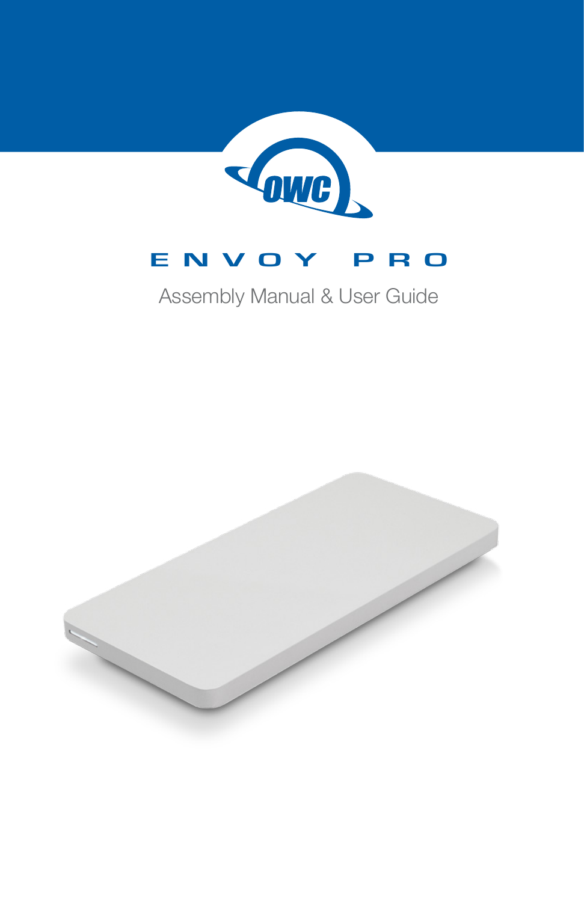# ENVOY PRO

Assembly Manual & User Guide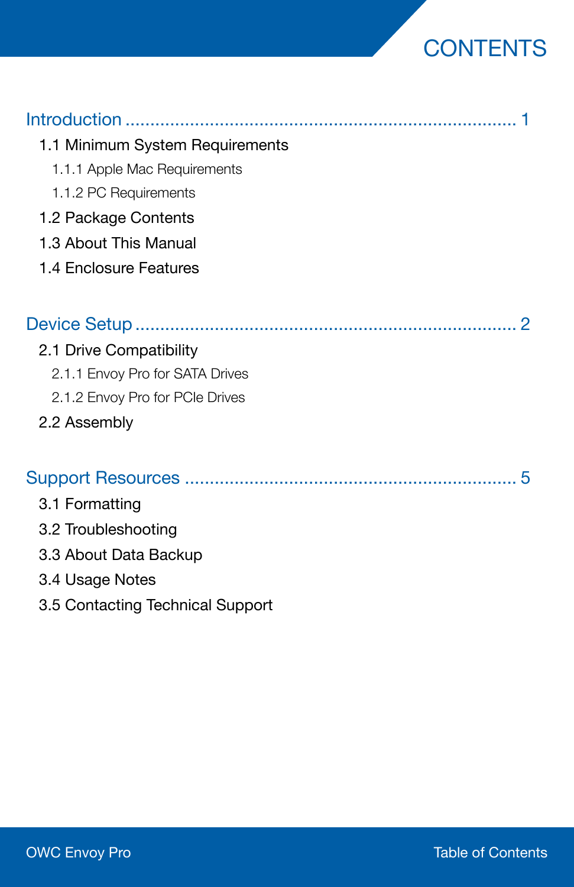# CONTENTS

Introduction ........................................................................ 1

- 1.1 Minimum System Requirements
  - 1.1.1 Apple Mac Requirements
  - 1.1.2 PC Requirements
- 1.2 Package Contents
- 1.3 About This Manual
- 1.4 Enclosure Features

Device Setup ........................................................................ 2

- 2.1 Drive Compatibility
  - 2.1.1 Envoy Pro for SATA Drives
  - 2.1.2 Envoy Pro for PCIe Drives
- 2.2 Assembly

Support Resources ................................................................ 5

- 3.1 Formatting
- 3.2 Troubleshooting
- 3.3 About Data Backup
- 3.4 Usage Notes
- 3.5 Contacting Technical Support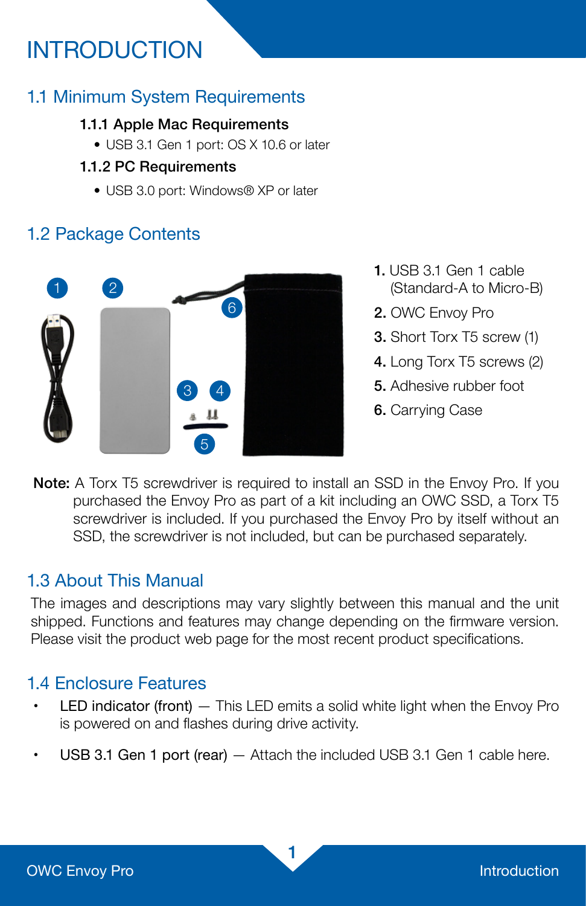# INTRODUCTION

## 1.1 Minimum System Requirements

### 1.1.1 Apple Mac Requirements

- USB 3.1 Gen 1 port: OS X 10.6 or later

### 1.1.2 PC Requirements

- USB 3.0 port: Windows® XP or later

## 1.2 Package Contents

1. USB 3.1 Gen 1 cable (Standard-A to Micro-B)
2. OWC Envoy Pro
3. Short Torx T5 screw (1)
4. Long Torx T5 screws (2)
5. Adhesive rubber foot
6. Carrying Case

**Note:** A Torx T5 screwdriver is required to install an SSD in the Envoy Pro. If you purchased the Envoy Pro as part of a kit including an OWC SSD, a Torx T5 screwdriver is included. If you purchased the Envoy Pro by itself without an SSD, the screwdriver is not included, but can be purchased separately.

## 1.3 About This Manual

The images and descriptions may vary slightly between this manual and the unit shipped. Functions and features may change depending on the firmware version. Please visit the product web page for the most recent product specifications.

## 1.4 Enclosure Features

- LED indicator (front) — This LED emits a solid white light when the Envoy Pro is powered on and flashes during drive activity.
- USB 3.1 Gen 1 port (rear) — Attach the included USB 3.1 Gen 1 cable here.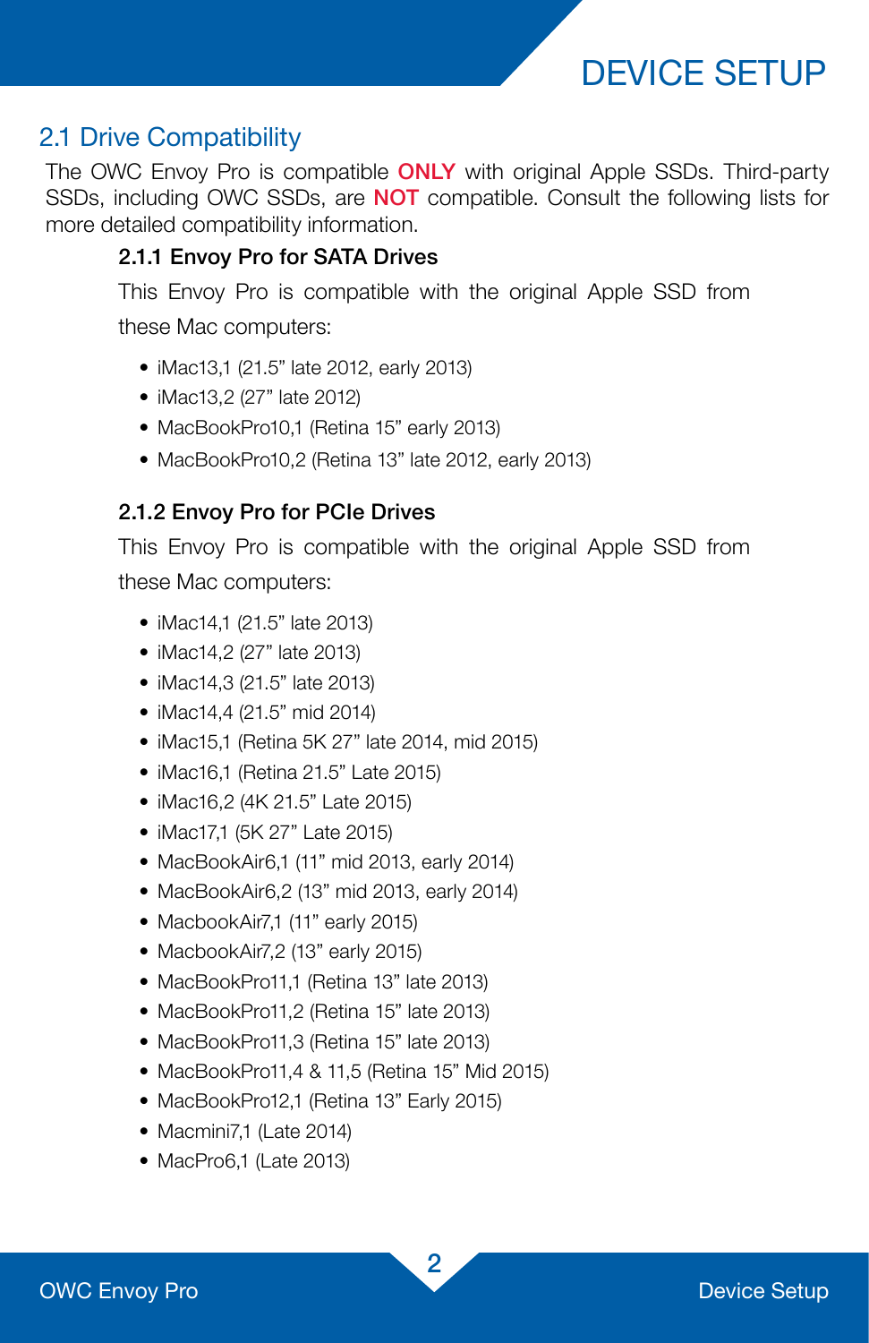# DEVICE SETUP

## 2.1 Drive Compatibility

The OWC Envoy Pro is compatible **ONLY** with original Apple SSDs. Third-party SSDs, including OWC SSDs, are **NOT** compatible. Consult the following lists for more detailed compatibility information.

### 2.1.1 Envoy Pro for SATA Drives

This Envoy Pro is compatible with the original Apple SSD from these Mac computers:

- iMac13,1 (21.5” late 2012, early 2013)
- iMac13,2 (27” late 2012)
- MacBookPro10,1 (Retina 15” early 2013)
- MacBookPro10,2 (Retina 13” late 2012, early 2013)

### 2.1.2 Envoy Pro for PCIe Drives

This Envoy Pro is compatible with the original Apple SSD from these Mac computers:

- iMac14,1 (21.5” late 2013)
- iMac14,2 (27” late 2013)
- iMac14,3 (21.5” late 2013)
- iMac14,4 (21.5” mid 2014)
- iMac15,1 (Retina 5K 27” late 2014, mid 2015)
- iMac16,1 (Retina 21.5” Late 2015)
- iMac16,2 (4K 21.5” Late 2015)
- iMac17,1 (5K 27” Late 2015)
- MacBookAir6,1 (11” mid 2013, early 2014)
- MacBookAir6,2 (13” mid 2013, early 2014)
- MacbookAir7,1 (11” early 2015)
- MacbookAir7,2 (13” early 2015)
- MacBookPro11,1 (Retina 13” late 2013)
- MacBookPro11,2 (Retina 15” late 2013)
- MacBookPro11,3 (Retina 15” late 2013)
- MacBookPro11,4 & 11,5 (Retina 15” Mid 2015)
- MacBookPro12,1 (Retina 13” Early 2015)
- Macmini7,1 (Late 2014)
- MacPro6,1 (Late 2013)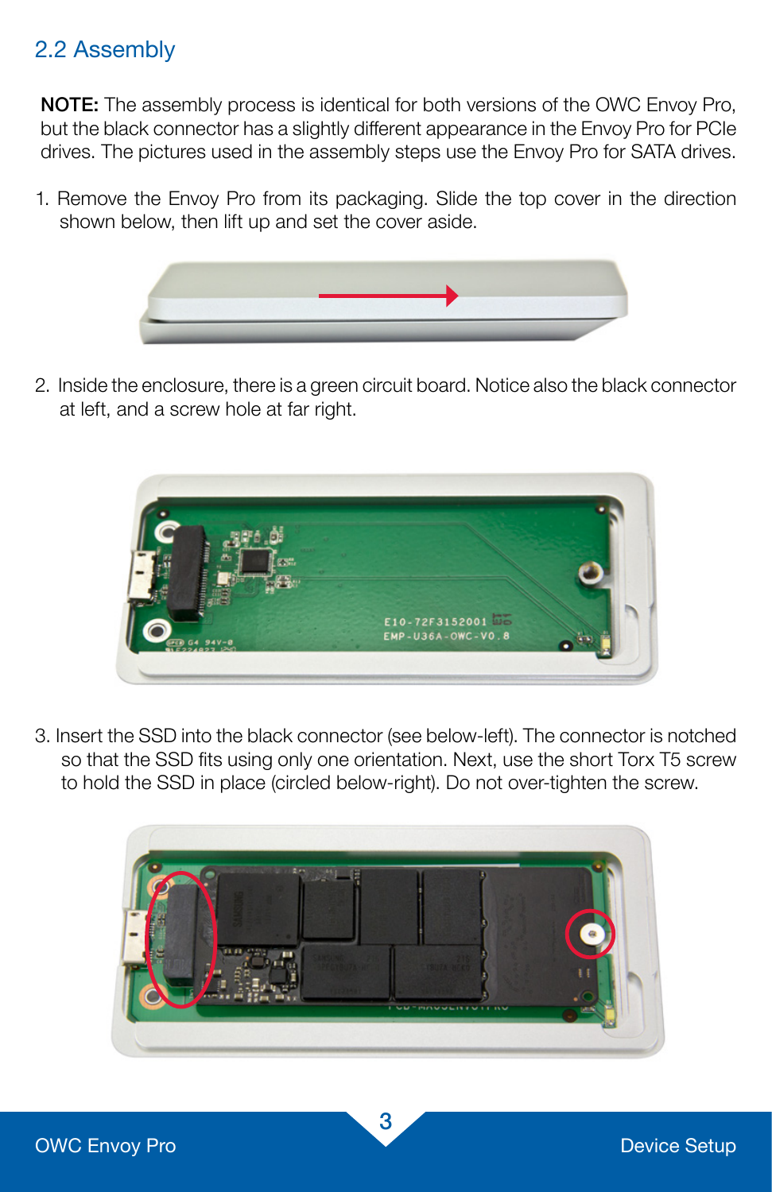## 2.2 Assembly

**NOTE:** The assembly process is identical for both versions of the OWC Envoy Pro, but the black connector has a slightly different appearance in the Envoy Pro for PCIe drives. The pictures used in the assembly steps use the Envoy Pro for SATA drives.

1. Remove the Envoy Pro from its packaging. Slide the top cover in the direction shown below, then lift up and set the cover aside.

2. Inside the enclosure, there is a green circuit board. Notice also the black connector at left, and a screw hole at far right.

3. Insert the SSD into the black connector (see below-left). The connector is notched so that the SSD fits using only one orientation. Next, use the short Torx T5 screw to hold the SSD in place (circled below-right). Do not over-tighten the screw.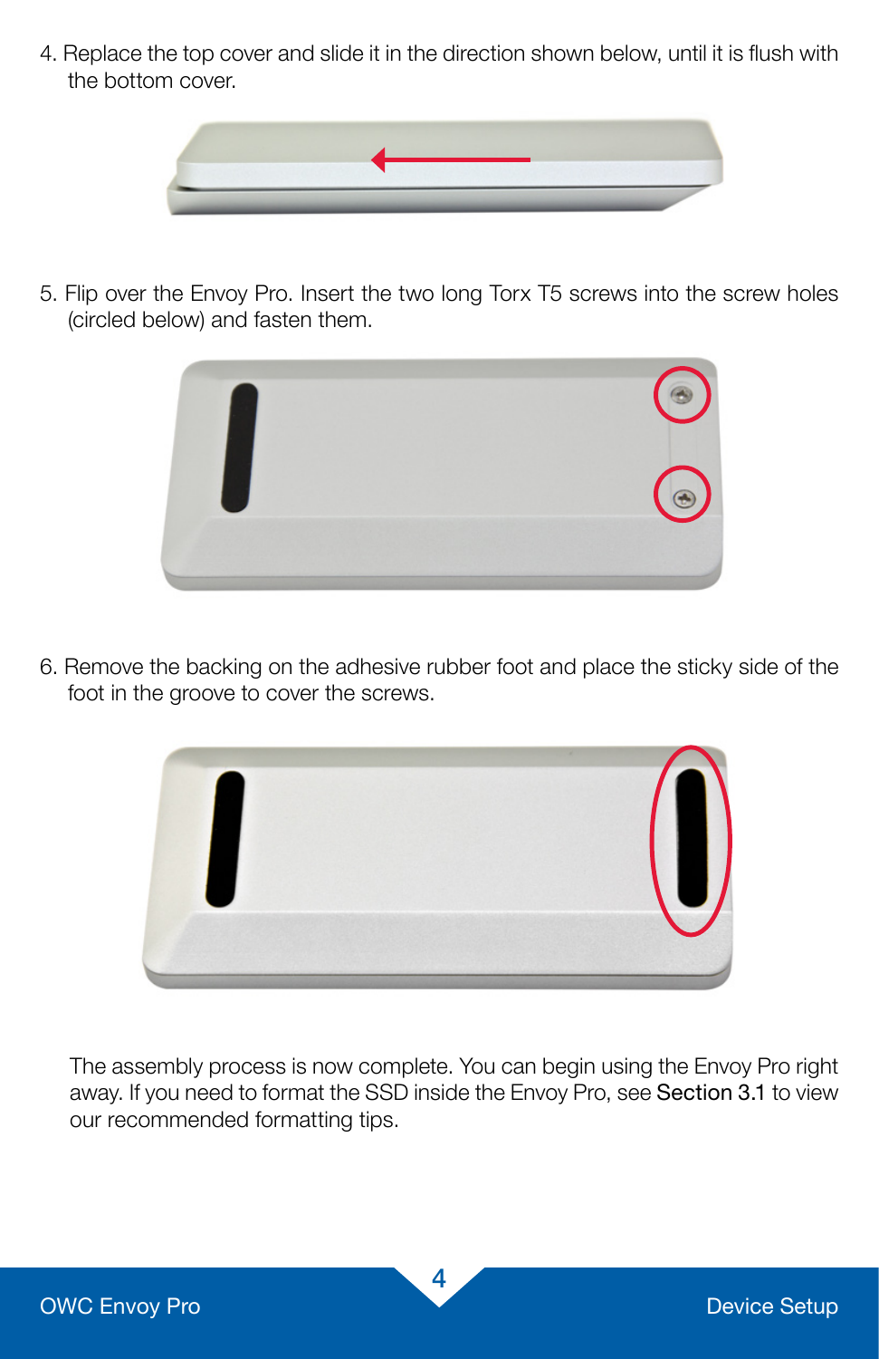4. Replace the top cover and slide it in the direction shown below, until it is flush with the bottom cover.

5. Flip over the Envoy Pro. Insert the two long Torx T5 screws into the screw holes (circled below) and fasten them.

6. Remove the backing on the adhesive rubber foot and place the sticky side of the foot in the groove to cover the screws.

The assembly process is now complete. You can begin using the Envoy Pro right away. If you need to format the SSD inside the Envoy Pro, see **Section 3.1** to view our recommended formatting tips.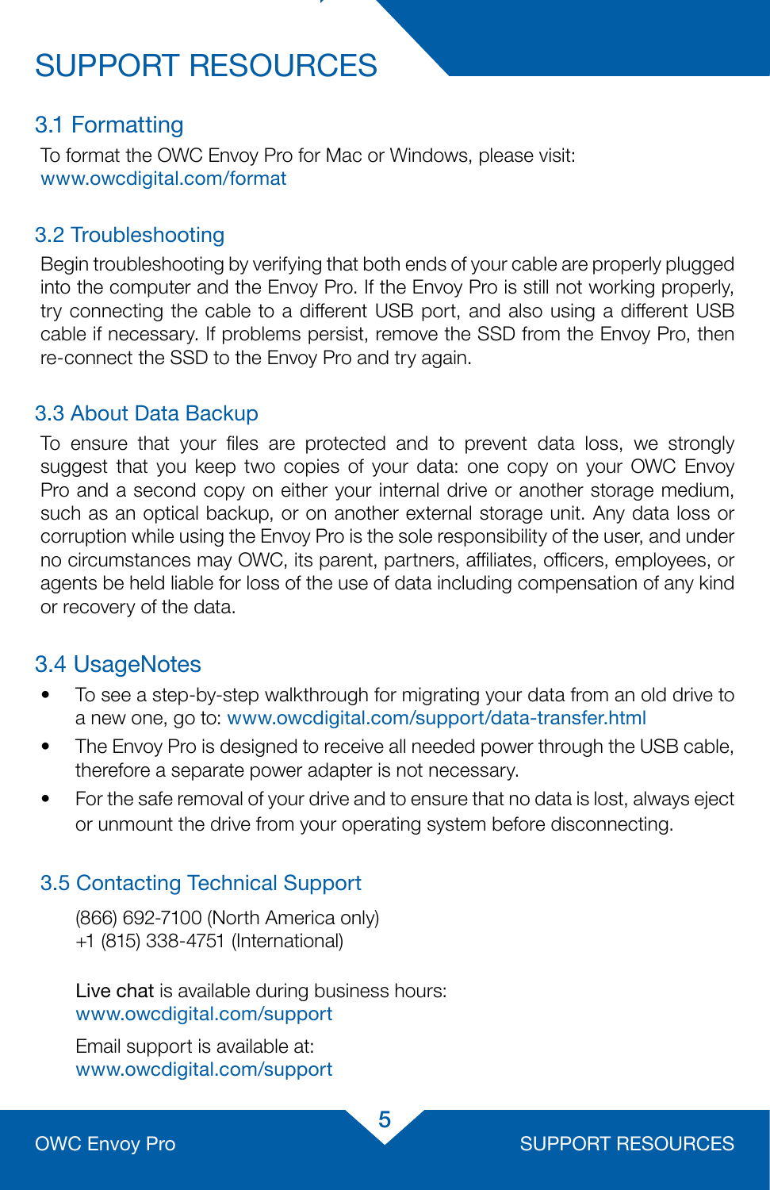# SUPPORT RESOURCES

## 3.1 Formatting

To format the OWC Envoy Pro for Mac or Windows, please visit:
www.owcdigital.com/format

## 3.2 Troubleshooting

Begin troubleshooting by verifying that both ends of your cable are properly plugged into the computer and the Envoy Pro. If the Envoy Pro is still not working properly, try connecting the cable to a different USB port, and also using a different USB cable if necessary. If problems persist, remove the SSD from the Envoy Pro, then re-connect the SSD to the Envoy Pro and try again.

## 3.3 About Data Backup

To ensure that your files are protected and to prevent data loss, we strongly suggest that you keep two copies of your data: one copy on your OWC Envoy Pro and a second copy on either your internal drive or another storage medium, such as an optical backup, or on another external storage unit. Any data loss or corruption while using the Envoy Pro is the sole responsibility of the user, and under no circumstances may OWC, its parent, partners, affiliates, officers, employees, or agents be held liable for loss of the use of data including compensation of any kind or recovery of the data.

## 3.4 UsageNotes

- To see a step-by-step walkthrough for migrating your data from an old drive to a new one, go to: www.owcdigital.com/support/data-transfer.html
- The Envoy Pro is designed to receive all needed power through the USB cable, therefore a separate power adapter is not necessary.
- For the safe removal of your drive and to ensure that no data is lost, always eject or unmount the drive from your operating system before disconnecting.

## 3.5 Contacting Technical Support

(866) 692-7100 (North America only)
+1 (815) 338-4751 (International)

Live chat is available during business hours:
www.owcdigital.com/support

Email support is available at:
www.owcdigital.com/support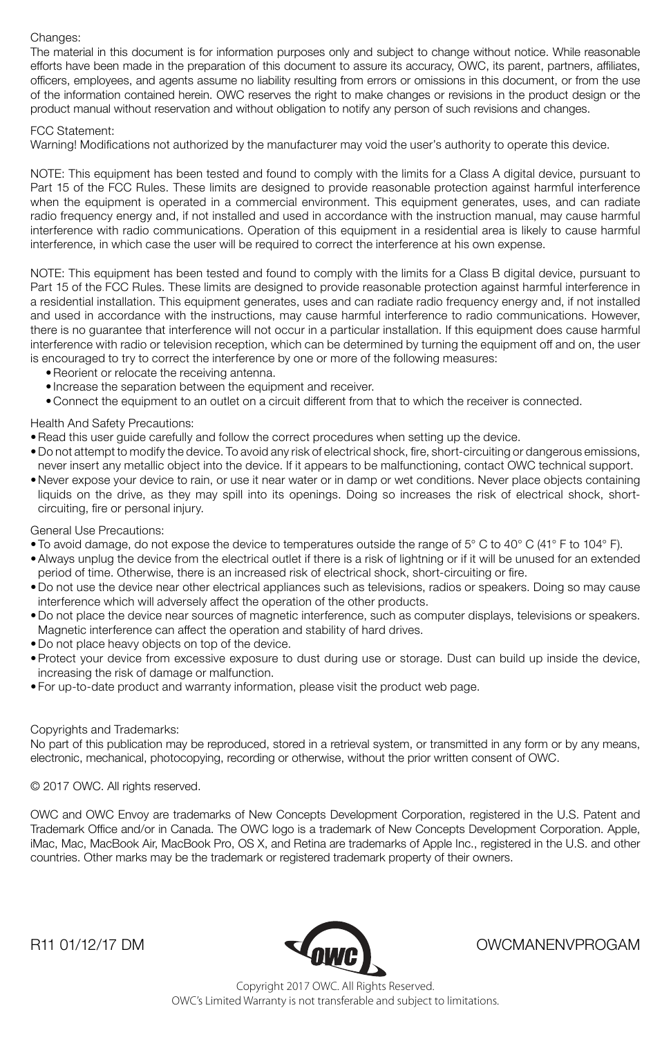Changes:
The material in this document is for information purposes only and subject to change without notice. While reasonable efforts have been made in the preparation of this document to assure its accuracy, OWC, its parent, partners, affiliates, officers, employees, and agents assume no liability resulting from errors or omissions in this document, or from the use of the information contained herein. OWC reserves the right to make changes or revisions in the product design or the product manual without reservation and without obligation to notify any person of such revisions and changes.

FCC Statement:
Warning! Modifications not authorized by the manufacturer may void the user's authority to operate this device.

NOTE: This equipment has been tested and found to comply with the limits for a Class A digital device, pursuant to Part 15 of the FCC Rules. These limits are designed to provide reasonable protection against harmful interference when the equipment is operated in a commercial environment. This equipment generates, uses, and can radiate radio frequency energy and, if not installed and used in accordance with the instruction manual, may cause harmful interference with radio communications. Operation of this equipment in a residential area is likely to cause harmful interference, in which case the user will be required to correct the interference at his own expense.

NOTE: This equipment has been tested and found to comply with the limits for a Class B digital device, pursuant to Part 15 of the FCC Rules. These limits are designed to provide reasonable protection against harmful interference in a residential installation. This equipment generates, uses and can radiate radio frequency energy and, if not installed and used in accordance with the instructions, may cause harmful interference to radio communications. However, there is no guarantee that interference will not occur in a particular installation. If this equipment does cause harmful interference with radio or television reception, which can be determined by turning the equipment off and on, the user is encouraged to try to correct the interference by one or more of the following measures:

- Reorient or relocate the receiving antenna.
- Increase the separation between the equipment and receiver.
- Connect the equipment to an outlet on a circuit different from that to which the receiver is connected.

Health And Safety Precautions:

- Read this user guide carefully and follow the correct procedures when setting up the device.
- Do not attempt to modify the device. To avoid any risk of electrical shock, fire, short-circuiting or dangerous emissions, never insert any metallic object into the device. If it appears to be malfunctioning, contact OWC technical support.
- Never expose your device to rain, or use it near water or in damp or wet conditions. Never place objects containing liquids on the drive, as they may spill into its openings. Doing so increases the risk of electrical shock, short-circuiting, fire or personal injury.

General Use Precautions:

- To avoid damage, do not expose the device to temperatures outside the range of 5° C to 40° C (41° F to 104° F).
- Always unplug the device from the electrical outlet if there is a risk of lightning or if it will be unused for an extended period of time. Otherwise, there is an increased risk of electrical shock, short-circuiting or fire.
- Do not use the device near other electrical appliances such as televisions, radios or speakers. Doing so may cause interference which will adversely affect the operation of the other products.
- Do not place the device near sources of magnetic interference, such as computer displays, televisions or speakers. Magnetic interference can affect the operation and stability of hard drives.
- Do not place heavy objects on top of the device.
- Protect your device from excessive exposure to dust during use or storage. Dust can build up inside the device, increasing the risk of damage or malfunction.
- For up-to-date product and warranty information, please visit the product web page.

Copyrights and Trademarks:
No part of this publication may be reproduced, stored in a retrieval system, or transmitted in any form or by any means, electronic, mechanical, photocopying, recording or otherwise, without the prior written consent of OWC.

© 2017 OWC. All rights reserved.

OWC and OWC Envoy are trademarks of New Concepts Development Corporation, registered in the U.S. Patent and Trademark Office and/or in Canada. The OWC logo is a trademark of New Concepts Development Corporation. Apple, iMac, Mac, MacBook Air, MacBook Pro, OS X, and Retina are trademarks of Apple Inc., registered in the U.S. and other countries. Other marks may be the trademark or registered trademark property of their owners.

R11 01/12/17 DM

OWC

OWCMANENVPROGAM

Copyright 2017 OWC. All Rights Reserved.
OWC's Limited Warranty is not transferable and subject to limitations.